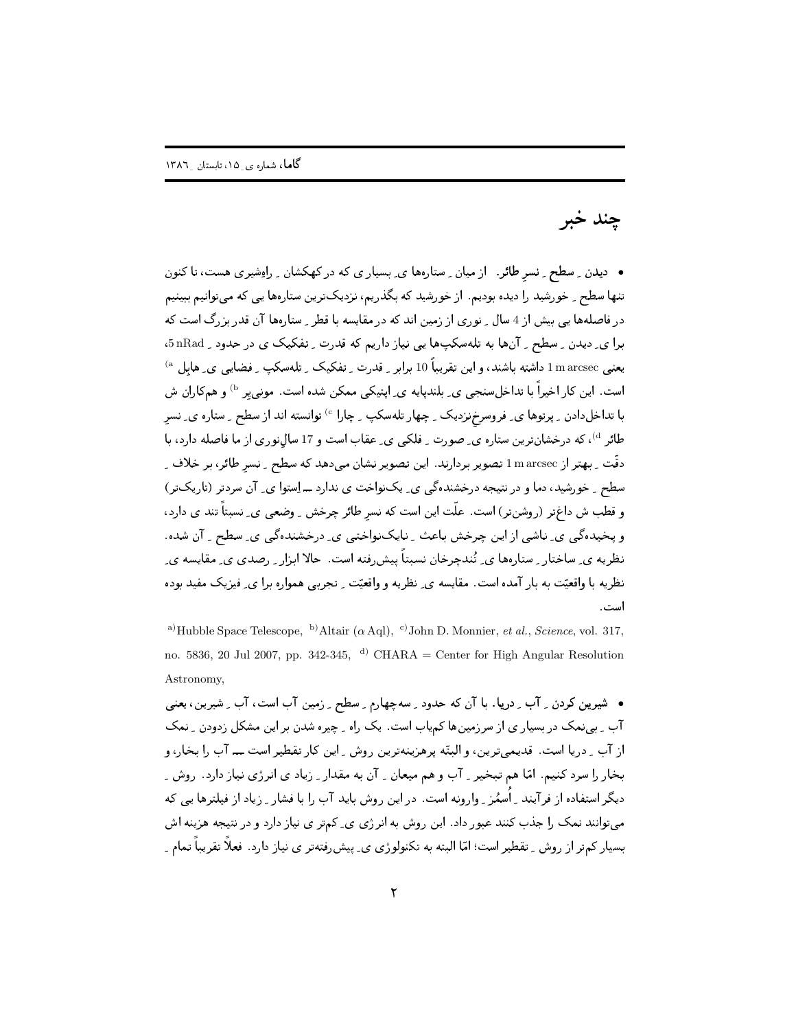# چند خبر

• **دیدنِ سطحِ نسرِ طائر.** از میانِ ستاره‌ها یِ بسیاری که در کهکشانِ راهِ‌شیری هست، تا کنون تنها سطحِ خورشید را دیده بودیم. از خورشید که بگذریم، نزدیک‌ترین ستاره‌ها یی که می‌توانیم ببینیم در فاصله‌ها یی بیش از 4 سالِ نوری از زمین اند که در مقایسه با قطرِ ستاره‌ها آن قدر بزرگ است که برا یِ دیدنِ سطحِ آن‌ها به تلسکوپ‌ها یی نیاز داریم که قدرتِ تفکیکِ ی در حدودِ 5 nRad، یعنی 1 m arcsec داشته باشند، و این تقریباً 10 برابرِ قدرتِ تفکیکِ تلسکوپِ فضایی یِ هابل [a] است. این کار اخیراً با تداخل‌سنجی یِ بلندپایه یِ اپتیکی ممکن شده است. مونی‌یر [b] و هم‌کاران ش با تداخل‌دادنِ پرتوها یِ فروسرخِ‌نزدیکِ چهار تلسکوپِ چارا [c] توانسته اند از سطحِ ستاره یِ نسرِ طائر [d]، که درخشان‌ترین ستاره یِ صورتِ فلکی یِ عقاب است و 17 سالِ‌نوری از ما فاصله دارد، با دقّتِ بهتر از 1 m arcsec تصویر بردارند. این تصویر نشان می‌دهد که سطحِ نسرِ طائر، بر خلافِ سطحِ خورشید، دما و در نتیجه درخشنده‌گی یِ یک‌نواخت ی ندارد — اِستوا یِ آن سردتر (تاریک‌تر) و قطب ش داغ‌تر (روشن‌تر) است. علّت این است که نسرِ طائر چرخشِ وضعی یِ نسبتاً تند ی دارد، و پخیده‌گی یِ ناشی از این چرخش باعثِ نایک‌نواختی یِ درخشنده‌گی یِ سطحِ آن شده. نظریه یِ ساختارِ ستاره‌ها یِ تُندچرخان نسبتاً پیش‌رفته است. حالا ابزارِ رصدی یِ مقایسه یِ نظریه با واقعیّت به بار آمده است. مقایسه یِ نظریه و واقعیّتِ تجربی همواره برا یِ فیزیک مفید بوده است.

[a] Hubble Space Telescope, [b] Altair ($\alpha$ Aql), [c] John D. Monnier, *et al.*, *Science*, vol. 317, no. 5836, 20 Jul 2007, pp. 342-345, [d] CHARA = Center for High Angular Resolution Astronomy,

• **شیرین کردنِ آبِ دریا.** با آن که حدودِ سه‌چهارمِ سطحِ زمین آب است، آبِ شیرین، یعنی آبِ بی‌نمک در بسیاری از سرزمین‌ها کم‌یاب است. یک راهِ چیره شدن بر این مشکل زدودنِ نمک از آبِ دریا است. قدیمی‌ترین، و البتّه پرهزینه‌ترین روشِ این کار تقطیر است — آب را بخار، و بخار را سرد کنیم. امّا هم تبخیرِ آب و هم میعانِ آن به مقدارِ زیاد ی انرژی نیاز دارد. روشِ دیگر استفاده از فرآیندِ اُسمُزِ وارونه است. در این روش باید آب را با فشارِ زیاد از فیلترها یی که می‌توانند نمک را جذب کنند عبور داد. این روش به انرژی یِ کم‌تر ی نیاز دارد و در نتیجه هزینه اش بسیار کم‌تر از روشِ تقطیر است؛ امّا البته به تکنولوژی یِ پیش‌رفته‌تر ی نیاز دارد. فعلاً تقریباً تمامِ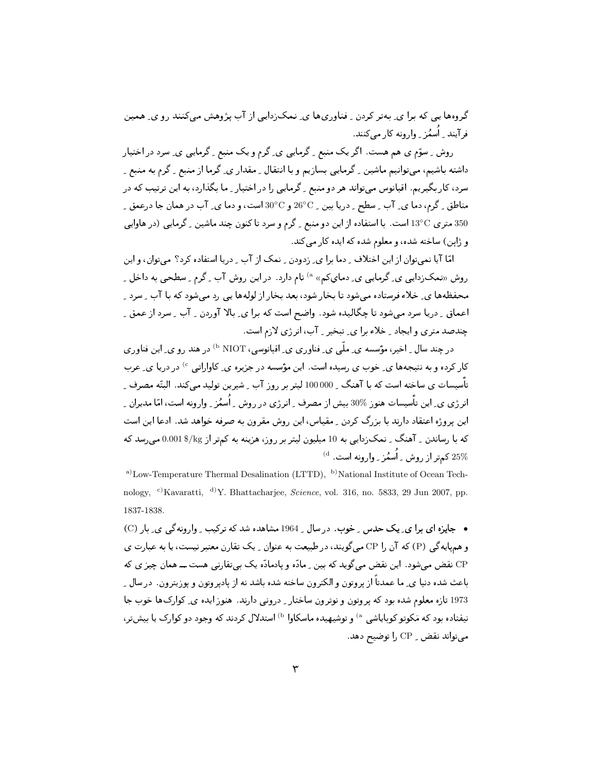گروه‌ها یی که برا یِ به‌تر کردن ِ فناوری‌ها یِ نمک‌زدایی از آب پژوهش می‌کنند رو یِ همین فرآیند ِ اُسمُز ِ وارونه کار می‌کنند.

روش ِ سوّم ی هم هست. اگر یک منبع ِ گرمایی یِ گرم و یک منبع ِ گرمایی یِ سرد در اختیار داشته باشیم، می‌توانیم ماشین ِ گرمایی بسازیم و با انتقال ِ مقدار یِ گرما از منبع ِ گرم به منبع ِ سرد، کار بگیریم. اقیانوس می‌تواند هر دو منبع ِ گرمایی را در اختیار ِ ما بگذارد، به این ترتیب که در مناطق ِ گرم، دما یِ آب ِ سطح ِ دریا بین ِ $26^\circ$C و $30^\circ$C است، و دما یِ آب در همان جا درعمق ِ 350 متری $13^\circ$C است. با استفاده از این دو منبع ِ گرم و سرد تا کنون چند ماشین ِ گرمایی (در هاوایی و ژاپن) ساخته شده، و معلوم شده که ایده کار می‌کند.

امّا آیا نمی‌توان از این اختلاف ِ دما برا یِ زدودن ِ نمک از آب ِ دریا استفاده کرد؟ می‌توان، و این روش «نمک‌زدایی یِ گرمایی یِ دمایِ‌کم» [a] نام دارد. در این روش آب ِ گرم ِ سطحی به داخل ِ محفظه‌ها یِ خلاء فرستاده می‌شود تا بخار شود، بعد بخار از لوله‌ها یی رد می‌شود که با آب ِ سرد ِ اعماق ِ دریا سرد می‌شود تا چگالیده شود. واضح است که برا یِ بالا آوردن ِ آب ِ سرد از عمق ِ چندصد متری و ایجاد ِ خلاء برا یِ تبخیر ِ آب، انرژی لازم است.

در چند سال ِ اخیر، مؤسسه یِ ملّی یِ فناوری یِ اقیانوسی، NIOT [b] در هند رو یِ این فناوری کار کرده و به نتیجه‌ها یِ خوب ی رسیده است. این مؤسسه در جزیره یِ کاواراتی [c] در دریا یِ عرب تأسیسات ی ساخته است که با آهنگ ِ 100 000 لیتر بر روز آب ِ شیرین تولید می‌کند. البتّه مصرف ِ انرژی یِ این تأسیسات هنوز 30% بیش از مصرف ِ انرژی در روش ِ اُسمُز ِ وارونه است، امّا مدیران ِ این پروژه اعتقاد دارند با بزرگ کردن ِ مقیاس، این روش مقرون به صرفه خواهد شد. ادعا این است که با رساندن ِ آهنگ ِ نمک‌زدایی به 10 میلیون لیتر بر روز، هزینه به کم‌تر از 0.001 \$/kg می‌رسد که 25% کم‌تر از روش ِ اُسمُز ِ وارونه است. [d]

[a] Low-Temperature Thermal Desalination (LTTD), [b] National Institute of Ocean Technology, [c] Kavaratti, [d] Y. Bhattacharjee, *Science*, vol. 316, no. 5833, 29 Jun 2007, pp. 1837-1838.

- **جایزه ای برا یِ یک حدس ِ خوب.** در سال ِ 1964 مشاهده شد که ترکیب ِ وارونه‌گی یِ بار (C) و هم‌پایه‌گی (P) که آن را CP می‌گویند، در طبیعت به عنوان ِ یک تقارن معتبر نیست، یا به عبارت ی CP نقض می‌شود. این نقض می‌گوید که بین ِ مادّه و پادمادّه یک بی‌تقارنی هست ــ همان چیز ی که باعث شده دنیا یِ ما عمدتاً از پروتون و الکترون ساخته شده باشد نه از پادپروتون و پوزیترون. در سال ِ 1973 تازه معلوم شده بود که پروتون و نوترون ساختار ِ درونی دارند. هنوز ایده یِ کوارک‌ها خوب جا نیفتاده بود که مَکوتو کوبایاشی [a] و توشیهیده ماسکاوا [b] استدلال کردند که وجود دو کوارک یا بیش‌تر، می‌تواند نقض ِ CP را توضیح دهد.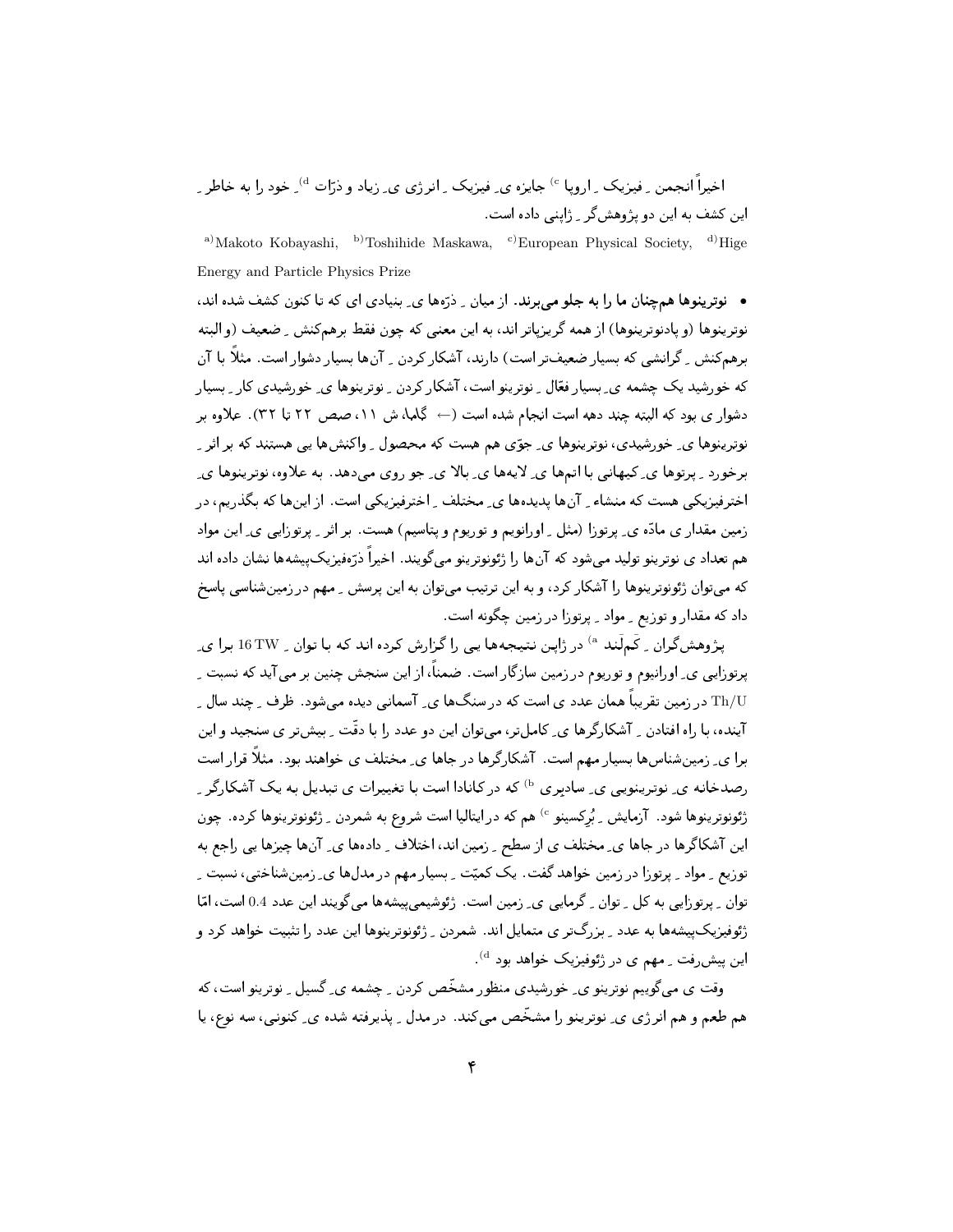اخیراً انجمن ِ فیزیک ِ اروپا [c] جایزه ی ِ فیزیک ِ انرژی ی ِ زیاد و ذرّات [d] ِ خود را به خاطر ِ این کشف به این دو پژوهش‌گر ِ ژاپنی داده است.

[a] Makoto Kobayashi, [b] Toshihide Maskawa, [c] European Physical Society, [d] Hige Energy and Particle Physics Prize

• **نوترینوها هم‌چنان ما را به جلو می‌برند.** از میان ِ ذرّه‌ها ی ِ بنیادی ای که تا کنون کشف شده اند، نوترینوها (و پادنوترینوها) از همه گریزپاتر اند، به این معنی که چون فقط برهم‌کنش ِ ضعیف (و البته برهم‌کنش ِ گرانشی که بسیار ضعیف‌تر است) دارند، آشکار کردن ِ آن‌ها بسیار دشوار است. مثلاً با آن که خورشید یک چشمه ی ِ بسیار فعّال ِ نوترینو است، آشکار کردن ِ نوترینوها ی ِ خورشیدی کار ِ بسیار دشوار ی بود که البته چند دهه است انجام شده است (← گاما، ش ۱۱، صص ۲۲ تا ۳۲). علاوه بر نوترینوها ی ِ خورشیدی، نوترینوها ی ِ جوّی هم هست که محصول ِ واکنش‌ها یی هستند که بر اثر ِ برخورد ِ پرتوها ی ِ کیهانی با اتم‌ها ی ِ لایه‌ها ی ِ بالا ی ِ جو روی می‌دهد. به علاوه، نوترینوها ی ِ اخترفیزیکی هست که منشاء ِ آن‌ها پدیده‌ها ی ِ مختلف ِ اخترفیزیکی است. از این‌ها که بگذریم، در زمین مقدار ی مادّه ی ِ پرتوزا (مثل ِ اورانیوم و توریوم و پتاسیم) هست. بر اثر ِ پرتوزایی ی ِ این مواد هم تعداد ی نوترینو تولید می‌شود که آن‌ها را ژئونوترینو می‌گویند. اخیراً ذرّه‌فیزیک‌پیشه‌ها نشان داده اند که می‌توان ژئونوترینوها را آشکار کرد، و به این ترتیب می‌توان به این پرسش ِ مهم در زمین‌شناسی پاسخ داد که مقدار و توزیع ِ مواد ِ پرتوزا در زمین چگونه است.

پژوهش‌گران ِ کَم‌لَند [a] در ژاپن نتیجه‌ها یی را گزارش کرده اند که با توان ِ 16 TW برا ی ِ پرتوزایی ی ِ اورانیوم و توریوم در زمین سازگار است. ضمناً، از این سنجش چنین بر می‌آید که نسبت ِ Th/U در زمین تقریباً همان عدد ی است که در سنگ‌ها ی ِ آسمانی دیده می‌شود. ظرف ِ چند سال ِ آینده، با راه افتادن ِ آشکارگرها ی ِ کامل‌تر، می‌توان این دو عدد را با دقّت ِ بیش‌تر ی سنجید و این برا ی ِ زمین‌شناس‌ها بسیار مهم است. آشکارگرها در جاها ی ِ مختلف ی خواهند بود. مثلاً قرار است رصدخانه ی ِ نوترینویی ی ِ سادبری [b] که در کانادا است با تغییرات ی تبدیل به یک آشکارگر ِ ژئونوترینوها شود. آزمایش ِ بُرِکسینو [c] هم که در ایتالیا است شروع به شمردن ِ ژئونوترینوها کرده. چون این آشکاگرها در جاها ی ِ مختلف ی از سطح ِ زمین اند، اختلاف ِ داده‌ها ی ِ آن‌ها چیزها یی راجع به توزیع ِ مواد ِ پرتوزا در زمین خواهد گفت. یک کمیّت ِ بسیار مهم در مدل‌ها ی ِ زمین‌شناختی، نسبت ِ توان ِ پرتوزایی به کل ِ توان ِ گرمایی ی ِ زمین است. ژئوشیمی‌پیشه‌ها می‌گویند این عدد 0.4 است، امّا ژئوفیزیک‌پیشه‌ها به عدد ِ بزرگ‌تر ی متمایل اند. شمردن ِ ژئونوترینوها این عدد را تثبیت خواهد کرد و این پیش‌رفت ِ مهم ی در ژئوفیزیک خواهد بود [d].

وقت ی می‌گوییم نوترینو ی ِ خورشیدی منظور مشخّص کردن ِ چشمه ی ِ گسیل ِ نوترینو است، که هم طعم و هم انرژی ی ِ نوترینو را مشخّص می‌کند. در مدل ِ پذیرفته شده ی ِ کنونی، سه نوع، یا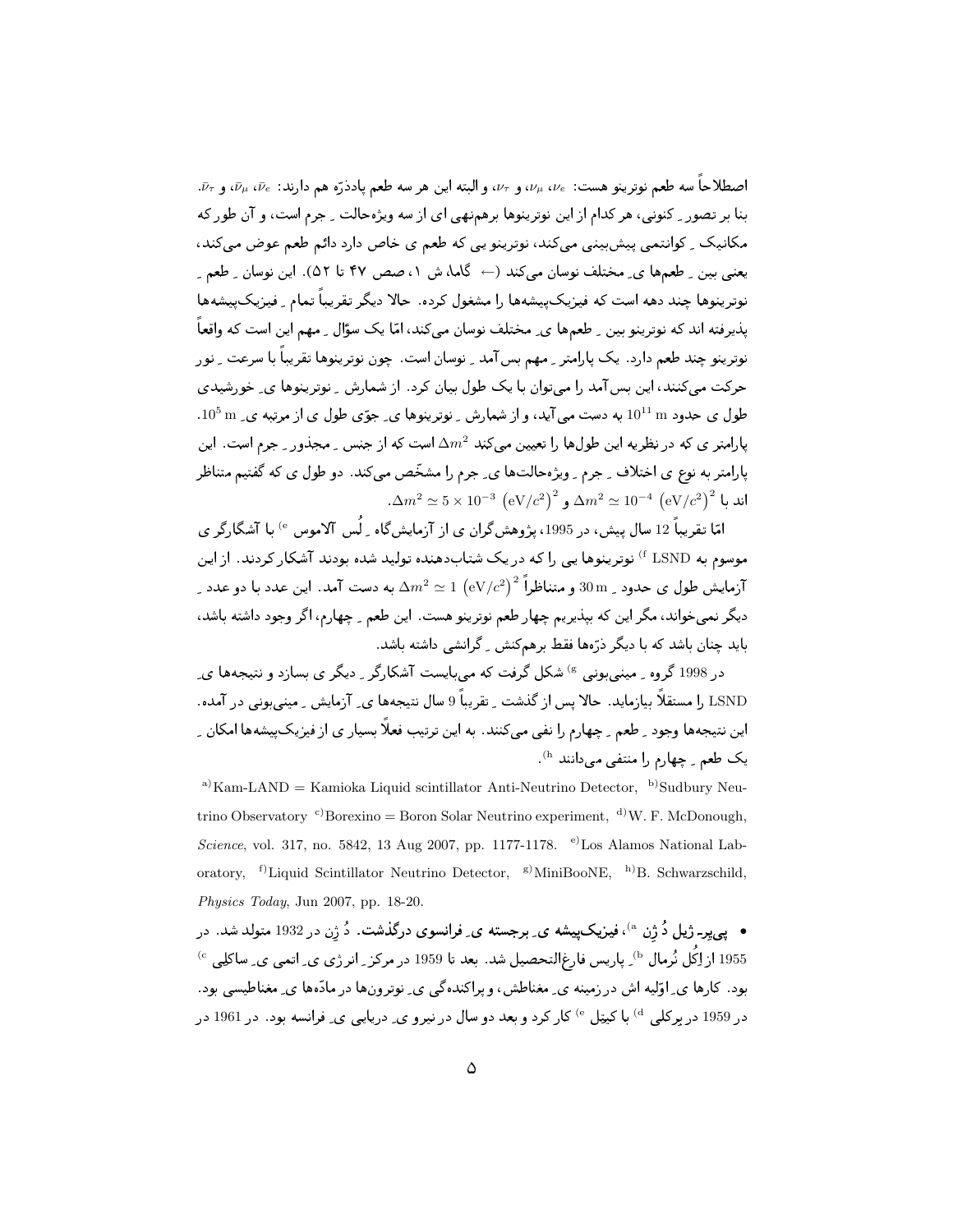اصطلاحاً سه طعم نوترینو هست: $\nu_e$، $\nu_\mu$، و $\nu_\tau$، و البته این هر سه طعم پادذرّه هم دارند: $\bar{\nu}_e$، $\bar{\nu}_\mu$، و $\bar{\nu}_\tau$. بنا بر تصور ِ کنونی، هر کدام از این نوترینوها برهم‌نهی ای از سه ویژه‌حالت ِ جرم است، و آن طور که مکانیک ِ کوانتمی پیش‌بینی می‌کند، نوترینو یی که طعم ی خاص دارد دائم طعم عوض می‌کند، یعنی بین ِ طعم‌ها ی ِ مختلف نوسان می‌کند (← گاما، ش ۱، صص ۴۷ تا ۵۲). این نوسان ِ طعم ِ نوترینوها چند دهه است که فیزیک‌پیشه‌ها را مشغول کرده. حالا دیگر تقریباً تمام ِ فیزیک‌پیشه‌ها پذیرفته اند که نوترینو بین ِ طعم‌ها ی ِ مختلف نوسان می‌کند، امّا یک سؤال ِ مهم این است که واقعاً نوترینو چند طعم دارد. یک پارامتر ِ مهم بس‌آمد ِ نوسان است. چون نوترینوها تقریباً با سرعت ِ نور حرکت می‌کنند، این بس‌آمد را می‌توان با یک طول بیان کرد. از شمارش ِ نوترینوها ی ِ خورشیدی طول ی حدود $10^{11}$ m به دست می‌آید، و از شمارش ِ نوترینوها ی ِ جوّی طول ی از مرتبه ی ِ $10^5$ m. پارامتر ی که در نظریه این طول‌ها را تعیین می‌کند $\Delta m^2$ است که از جنس ِ مجذور ِ جرم است. این پارامتر به نوع ی اختلاف ِ جرم ِ ویژه‌حالت‌ها ی ِ جرم را مشخّص می‌کند. دو طول ی که گفتیم متناظر اند با $\Delta m^2 \simeq 10^{-4}\ \left(\mathrm{eV}/c^2\right)^2$ و $\Delta m^2 \simeq 5 \times 10^{-3}\ \left(\mathrm{eV}/c^2\right)^2$.

امّا تقریباً 12 سال پیش، در 1995، پژوهش‌گران ی از آزمایش‌گاه ِ لُس آلاموس [e] با آشکارگر ی موسوم به LSND [f] نوترینوها یی را که در یک شتاب‌دهنده تولید شده بودند آشکار کردند. از این آزمایش طول ی حدود ِ 30 m و متناظراً $\Delta m^2 \simeq 1\ \left(\mathrm{eV}/c^2\right)^2$ به دست آمد. این عدد با دو عدد ِ دیگر نمی‌خواند، مگر این که بپذیریم چهار طعم نوترینو هست. این طعم ِ چهارم، اگر وجود داشته باشد، باید چنان باشد که با دیگر ذرّه‌ها فقط برهم‌کنش ِ گرانشی داشته باشد.

در 1998 گروه ِ مینی‌بونی [g] شکل گرفت که می‌بایست آشکارگر ِ دیگر ی بسازد و نتیجه‌ها ی ِ LSND را مستقلاً بیازماید. حالا پس از گذشت ِ تقریباً 9 سال نتیجه‌ها ی ِ آزمایش ِ مینی‌بونی در آمده. این نتیجه‌ها وجود ِ طعم ِ چهارم را نفی می‌کنند. به این ترتیب فعلاً بسیار ی از فیزیک‌پیشه‌ها امکان ِ یک طعم ِ چهارم را منتفی می‌دانند [h].

[a] Kam-LAND = Kamioka Liquid scintillator Anti-Neutrino Detector, [b] Sudbury Neutrino Observatory [c] Borexino = Boron Solar Neutrino experiment, [d] W. F. McDonough, *Science*, vol. 317, no. 5842, 13 Aug 2007, pp. 1177-1178. [e] Los Alamos National Laboratory, [f] Liquid Scintillator Neutrino Detector, [g] MiniBooNE, [h] B. Schwarzschild, *Physics Today*, Jun 2007, pp. 18-20.

• **پی‌یر- ژیل دُ ژِن [a]، فیزیک‌پیشه ی ِ برجسته ی ِ فرانسوی درگذشت.** دُ ژِن در 1932 متولد شد. در 1955 از اِکُل نُرمال [b] ِ پاریس فارغ‌التحصیل شد. بعد تا 1959 در مرکز ِ انرژی ی ِ اتمی ی ِ ساکلِی [c] بود. کارها ی ِ اوّلیه اش در زمینه ی ِ مغناطش، و پراکنده‌گی ی ِ نوترون‌ها در مادّه‌ها ی ِ مغناطیسی بود. در 1959 در برکلی [d] با کیتِل [e] کار کرد و بعد دو سال در نیرو ی ِ دریایی ی ِ فرانسه بود. در 1961 در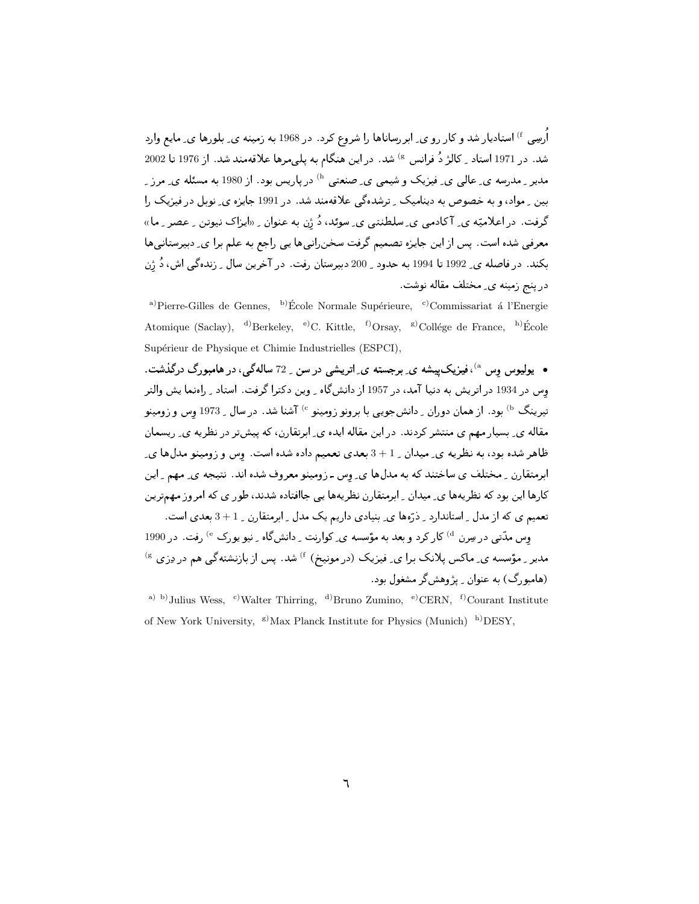اُرسِی [f] استادیار شد و کار روی ِ ابررساناها را شروع کرد. در 1968 به زمینه ی ِ بلورها ی ِ مایع وارد شد. در 1971 استاد ِ کالژ دُ فرانس [g] شد. در این هنگام به پلی‌مرها علاقه‌مند شد. از 1976 تا 2002 مدیر ِ مدرسه ی ِ عالی ی ِ فیزیک و شیمی ی ِ صنعتی [h] در پاریس بود. از 1980 به مسئله ی ِ مرز ِ بین ِ مواد، و به خصوص به دینامیک ِ ترشده‌گی علاقه‌مند شد. در 1991 جایزه ی ِ نوبل در فیزیک را گرفت. در اعلامیّه ی ِ آکادمی ی ِ سلطنتی ی ِ سوئد، دُ ژِن به عنوان ِ «ایزاک نیوتن ِ عصر ِ ما» معرفی شده است. پس از این جایزه تصمیم گرفت سخن‌رانی‌ها یی راجع به علم برا ی ِ دبیرستانی‌ها بکند. در فاصله ی ِ 1992 تا 1994 به حدود ِ 200 دبیرستان رفت. در آخرین سال ِ زنده‌گی اش، دُ ژِن در پنج زمینه ی ِ مختلف مقاله نوشت.

[a] Pierre-Gilles de Gennes, [b] École Normale Supérieure, [c] Commissariat á l'Energie Atomique (Saclay), [d] Berkeley, [e] C. Kittle, [f] Orsay, [g] Collége de France, [h] École Supérieur de Physique et Chimie Industrielles (ESPCI),

- **یولیوس وِس [a]، فیزیک‌پیشه ی ِ برجسته ی ِ اتریشی در سن ِ 72 ساله‌گی، در هامبورگ درگذشت.** وِس در 1934 در اتریش به دنیا آمد، در 1957 از دانش‌گاه ِ وین دکترا گرفت. استاد ِ راه‌نما یش والتر تیرینگ [b] بود. از همان دوران ِ دانش‌جویی با برونو زومینو [c] آشنا شد. در سال ِ 1973 وِس و زومینو مقاله ی ِ بسیار مهم ی منتشر کردند. در این مقاله ایده ی ِ ابرتقارن، که پیش‌تر در نظریه ی ِ ریسمان ظاهر شده بود، به نظریه ی ِ میدان ِ $3+1$ بعدی تعمیم داده شده است. وِس و زومینو مدل‌ها ی ِ ابرمتقارن ِ مختلف ی ساختند که به مدل‌ها ی ِ وِس ـ زومینو معروف شده اند. نتیجه ی ِ مهم ِ این کارها این بود که نظریه‌ها ی ِ میدان ِ ابرمتقارن نظریه‌ها یی جاافتاده شدند، طور ی که امروز مهم‌ترین تعمیم ی که از مدل ِ استاندارد ِ ذرّه‌ها ی ِ بنیادی داریم یک مدل ِ ابرمتقارن ِ $3+1$ بعدی است.

وِس مدّتی در سِرن [d] کار کرد و بعد به مؤسسه ی ِ کوارنت ِ دانش‌گاه ِ نیو یورک [e] رفت. در 1990 مدیر ِ مؤسسه ی ِ ماکس پلانک برا ی ِ فیزیک (در مونیخ) [f] شد. پس از بازنشسته‌گی هم در دِزی [g] (هامبورگ) به عنوان ِ پژوهش‌گر مشغول بود.

[a] [b] Julius Wess, [c] Walter Thirring, [d] Bruno Zumino, [e] CERN, [f] Courant Institute of New York University, [g] Max Planck Institute for Physics (Munich) [h] DESY,